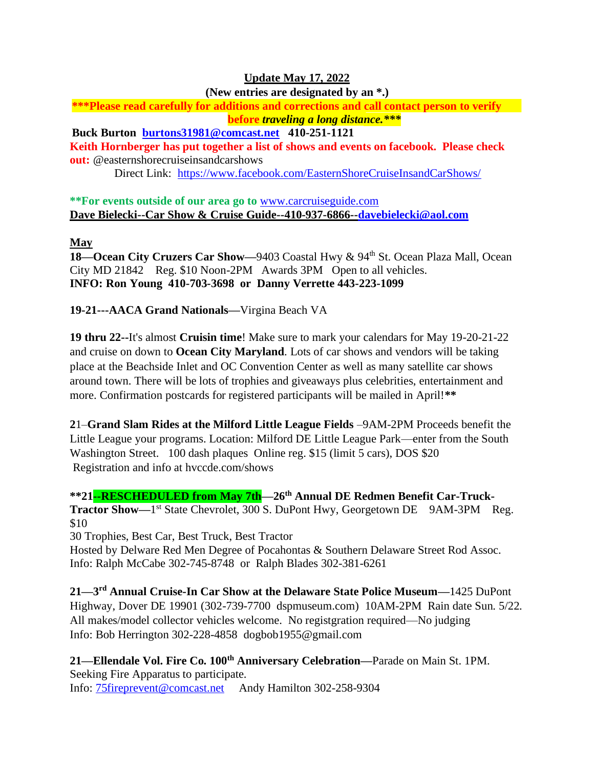**Update May 17, 2022**

**(New entries are designated by an *.)**

*****Please read carefully for additions and corrections and call contact person to verify before *traveling a long distance.******

**Buck Burton [burtons31981@comcast.net](mailto:burtons31981@comcast.net) 410-251-1121**

**Keith Hornberger has put together a list of shows and events on facebook. Please check out:** @easternshorecruiseinsandcarshows
Direct Link: [https://www.facebook.com/EasternShoreCruiseInsandCarShows/](https://www.facebook.com/EasternShoreCruiseInsandCarShows/)

****For events outside of our area go to** [www.carcruiseguide.com](http://www.carcruiseguide.com)
**Dave Bielecki--Car Show & Cruise Guide--410-937-6866--[davebielecki@aol.com](mailto:davebielecki@aol.com)**

## May

**18—Ocean City Cruzers Car Show—**9403 Coastal Hwy & 94th St. Ocean Plaza Mall, Ocean City MD 21842 Reg. $10 Noon-2PM Awards 3PM Open to all vehicles.
**INFO: Ron Young 410-703-3698 or Danny Verrette 443-223-1099**

**19-21---AACA Grand Nationals—**Virgina Beach VA

**19 thru 22--**It's almost **Cruisin time**! Make sure to mark your calendars for May 19-20-21-22 and cruise on down to **Ocean City Maryland**. Lots of car shows and vendors will be taking place at the Beachside Inlet and OC Convention Center as well as many satellite car shows around town. There will be lots of trophies and giveaways plus celebrities, entertainment and more. Confirmation postcards for registered participants will be mailed in April!**

**2**1–**Grand Slam Rides at the Milford Little League Fields** –9AM-2PM Proceeds benefit the Little League your programs. Location: Milford DE Little League Park—enter from the South Washington Street. 100 dash plaques Online reg. $15 (limit 5 cars), DOS $20
Registration and info at hvccde.com/shows

****21--RESCHEDULED from May 7th—26th Annual DE Redmen Benefit Car-Truck-Tractor Show—**1st State Chevrolet, 300 S. DuPont Hwy, Georgetown DE 9AM-3PM Reg. $10
30 Trophies, Best Car, Best Truck, Best Tractor
Hosted by Delware Red Men Degree of Pocahontas & Southern Delaware Street Rod Assoc.
Info: Ralph McCabe 302-745-8748 or Ralph Blades 302-381-6261

**21—3rd Annual Cruise-In Car Show at the Delaware State Police Museum—**1425 DuPont Highway, Dover DE 19901 (302-739-7700 dspmuseum.com) 10AM-2PM Rain date Sun. 5/22.
All makes/model collector vehicles welcome. No registgration required—No judging
Info: Bob Herrington 302-228-4858 dogbob1955@gmail.com

**21—Ellendale Vol. Fire Co. 100th Anniversary Celebration—**Parade on Main St. 1PM.
Seeking Fire Apparatus to participate.
Info: [75fireprevent@comcast.net](mailto:75fireprevent@comcast.net) Andy Hamilton 302-258-9304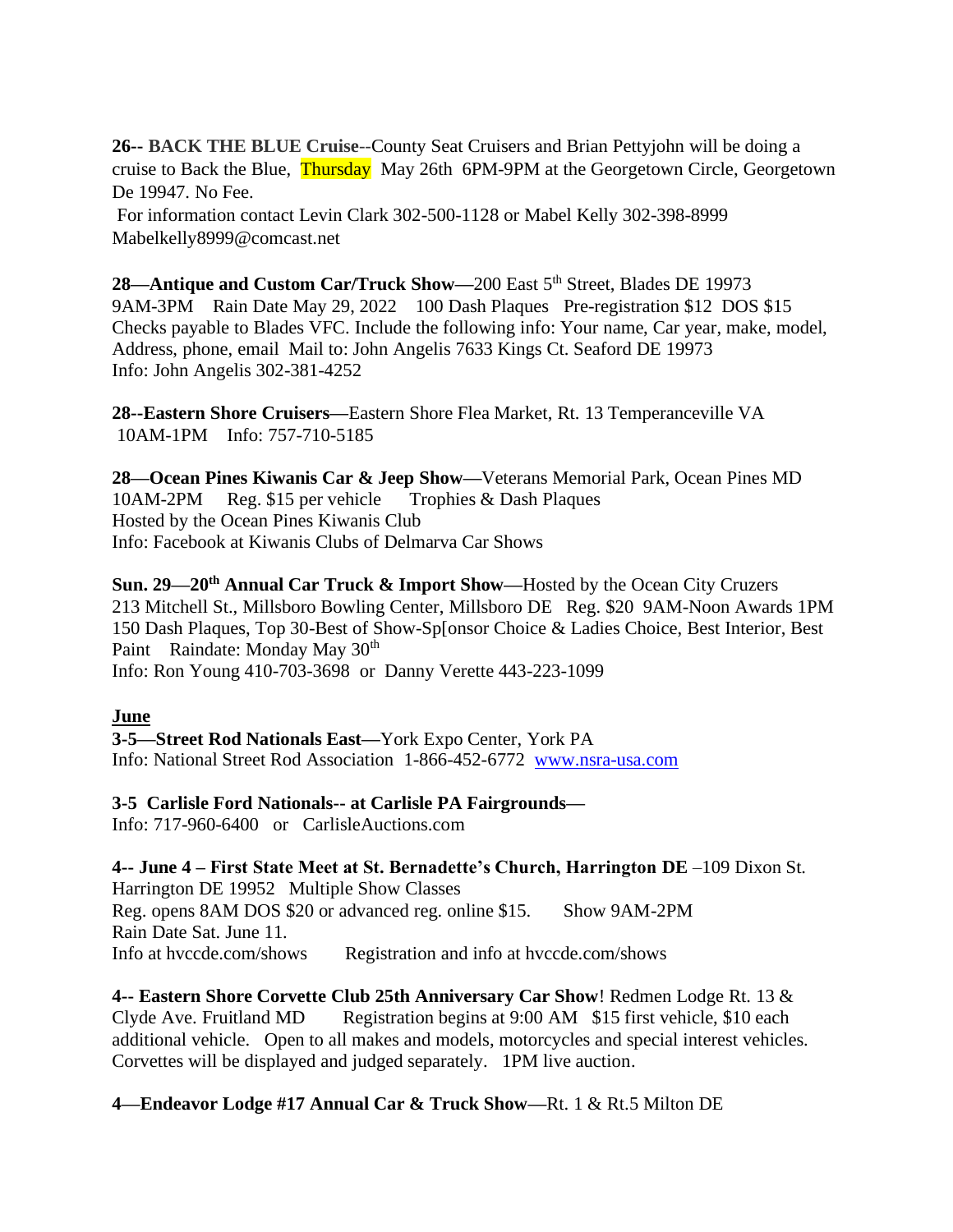**26-- BACK THE BLUE Cruise**--County Seat Cruisers and Brian Pettyjohn will be doing a cruise to Back the Blue, Thursday May 26th 6PM-9PM at the Georgetown Circle, Georgetown De 19947. No Fee.

For information contact Levin Clark 302-500-1128 or Mabel Kelly 302-398-8999 Mabelkelly8999@comcast.net

**28—Antique and Custom Car/Truck Show—**200 East 5th Street, Blades DE 19973
9AM-3PM Rain Date May 29, 2022 100 Dash Plaques Pre-registration $12 DOS $15
Checks payable to Blades VFC. Include the following info: Your name, Car year, make, model, Address, phone, email Mail to: John Angelis 7633 Kings Ct. Seaford DE 19973
Info: John Angelis 302-381-4252

**28--Eastern Shore Cruisers—**Eastern Shore Flea Market, Rt. 13 Temperanceville VA
10AM-1PM Info: 757-710-5185

**28—Ocean Pines Kiwanis Car & Jeep Show—**Veterans Memorial Park, Ocean Pines MD
10AM-2PM Reg. $15 per vehicle Trophies & Dash Plaques
Hosted by the Ocean Pines Kiwanis Club
Info: Facebook at Kiwanis Clubs of Delmarva Car Shows

**Sun. 29—20th Annual Car Truck & Import Show—**Hosted by the Ocean City Cruzers
213 Mitchell St., Millsboro Bowling Center, Millsboro DE Reg. $20 9AM-Noon Awards 1PM
150 Dash Plaques, Top 30-Best of Show-Sp[onsor Choice & Ladies Choice, Best Interior, Best Paint Raindate: Monday May 30th
Info: Ron Young 410-703-3698 or Danny Verette 443-223-1099

**June**

**3-5—Street Rod Nationals East—**York Expo Center, York PA
Info: National Street Rod Association 1-866-452-6772 www.nsra-usa.com

**3-5 Carlisle Ford Nationals-- at Carlisle PA Fairgrounds—**
Info: 717-960-6400 or CarlisleAuctions.com

**4-- June 4 – First State Meet at St. Bernadette's Church, Harrington DE** –109 Dixon St. Harrington DE 19952 Multiple Show Classes
Reg. opens 8AM DOS $20 or advanced reg. online $15. Show 9AM-2PM
Rain Date Sat. June 11.
Info at hvccde.com/shows Registration and info at hvccde.com/shows

**4-- Eastern Shore Corvette Club 25th Anniversary Car Show**! Redmen Lodge Rt. 13 & Clyde Ave. Fruitland MD Registration begins at 9:00 AM $15 first vehicle, $10 each additional vehicle. Open to all makes and models, motorcycles and special interest vehicles. Corvettes will be displayed and judged separately. 1PM live auction.

**4—Endeavor Lodge #17 Annual Car & Truck Show—**Rt. 1 & Rt.5 Milton DE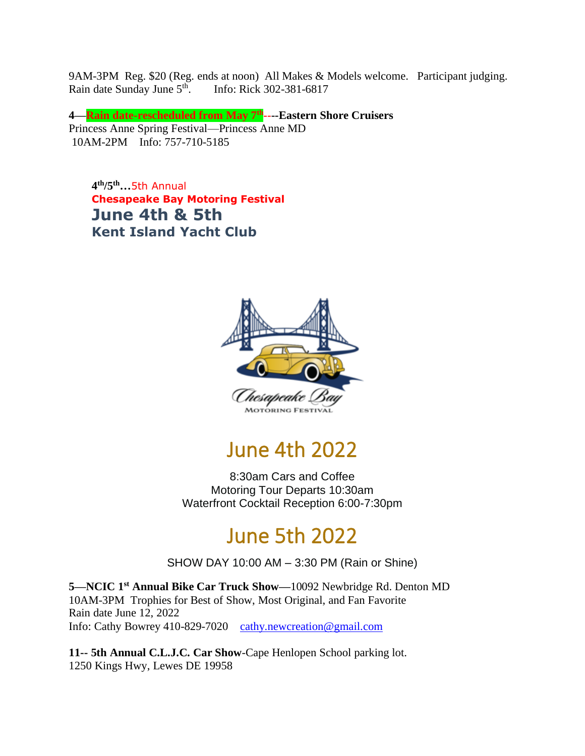9AM-3PM Reg. $20 (Reg. ends at noon) All Makes & Models welcome. Participant judging.
Rain date Sunday June 5th. Info: Rick 302-381-6817

**4—Rain date-rescheduled from May 7th----Eastern Shore Cruisers**
Princess Anne Spring Festival—Princess Anne MD
10AM-2PM Info: 757-710-5185

**4th/5th…**5th Annual
**Chesapeake Bay Motoring Festival**
**June 4th & 5th**
**Kent Island Yacht Club**

Chesapeake Bay
MOTORING FESTIVAL

## June 4th 2022

8:30am Cars and Coffee
Motoring Tour Departs 10:30am
Waterfront Cocktail Reception 6:00-7:30pm

## June 5th 2022

SHOW DAY 10:00 AM – 3:30 PM (Rain or Shine)

**5—NCIC 1st Annual Bike Car Truck Show—**10092 Newbridge Rd. Denton MD
10AM-3PM Trophies for Best of Show, Most Original, and Fan Favorite
Rain date June 12, 2022
Info: Cathy Bowrey 410-829-7020 cathy.newcreation@gmail.com

**11-- 5th Annual C.L.J.C. Car Show**-Cape Henlopen School parking lot.
1250 Kings Hwy, Lewes DE 19958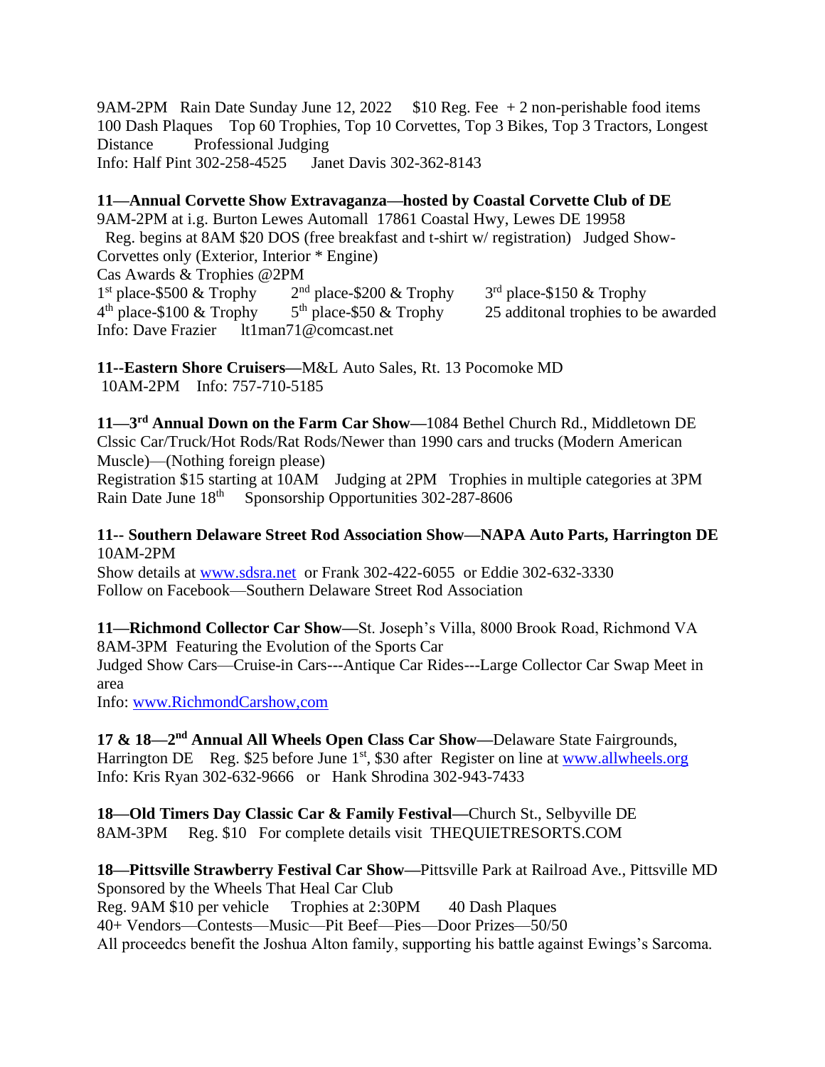9AM-2PM Rain Date Sunday June 12, 2022 $10 Reg. Fee + 2 non-perishable food items
100 Dash Plaques Top 60 Trophies, Top 10 Corvettes, Top 3 Bikes, Top 3 Tractors, Longest Distance Professional Judging
Info: Half Pint 302-258-4525 Janet Davis 302-362-8143

**11—Annual Corvette Show Extravaganza—hosted by Coastal Corvette Club of DE**
9AM-2PM at i.g. Burton Lewes Automall 17861 Coastal Hwy, Lewes DE 19958
Reg. begins at 8AM $20 DOS (free breakfast and t-shirt w/ registration) Judged Show-Corvettes only (Exterior, Interior * Engine)
Cas Awards & Trophies @2PM
1st place-$500 & Trophy 2nd place-$200 & Trophy 3rd place-$150 & Trophy
4th place-$100 & Trophy 5th place-$50 & Trophy 25 additonal trophies to be awarded
Info: Dave Frazier lt1man71@comcast.net

**11--Eastern Shore Cruisers**—M&L Auto Sales, Rt. 13 Pocomoke MD
10AM-2PM Info: 757-710-5185

**11—3rd Annual Down on the Farm Car Show—**1084 Bethel Church Rd., Middletown DE
Clssic Car/Truck/Hot Rods/Rat Rods/Newer than 1990 cars and trucks (Modern American Muscle)—(Nothing foreign please)
Registration $15 starting at 10AM Judging at 2PM Trophies in multiple categories at 3PM
Rain Date June 18th Sponsorship Opportunities 302-287-8606

**11-- Southern Delaware Street Rod Association Show—NAPA Auto Parts, Harrington DE**
10AM-2PM
Show details at www.sdsra.net or Frank 302-422-6055 or Eddie 302-632-3330
Follow on Facebook—Southern Delaware Street Rod Association

**11—Richmond Collector Car Show—**St. Joseph's Villa, 8000 Brook Road, Richmond VA
8AM-3PM Featuring the Evolution of the Sports Car
Judged Show Cars—Cruise-in Cars---Antique Car Rides---Large Collector Car Swap Meet in area
Info: www.RichmondCarshow,com

**17 & 18—2nd Annual All Wheels Open Class Car Show—**Delaware State Fairgrounds, Harrington DE Reg. $25 before June 1st, $30 after Register on line at www.allwheels.org
Info: Kris Ryan 302-632-9666 or Hank Shrodina 302-943-7433

**18—Old Timers Day Classic Car & Family Festival—**Church St., Selbyville DE
8AM-3PM Reg. $10 For complete details visit THEQUIETRESORTS.COM

**18—Pittsville Strawberry Festival Car Show—**Pittsville Park at Railroad Ave., Pittsville MD
Sponsored by the Wheels That Heal Car Club
Reg. 9AM $10 per vehicle Trophies at 2:30PM 40 Dash Plaques
40+ Vendors—Contests—Music—Pit Beef—Pies—Door Prizes—50/50
All proceedcs benefit the Joshua Alton family, supporting his battle against Ewings's Sarcoma.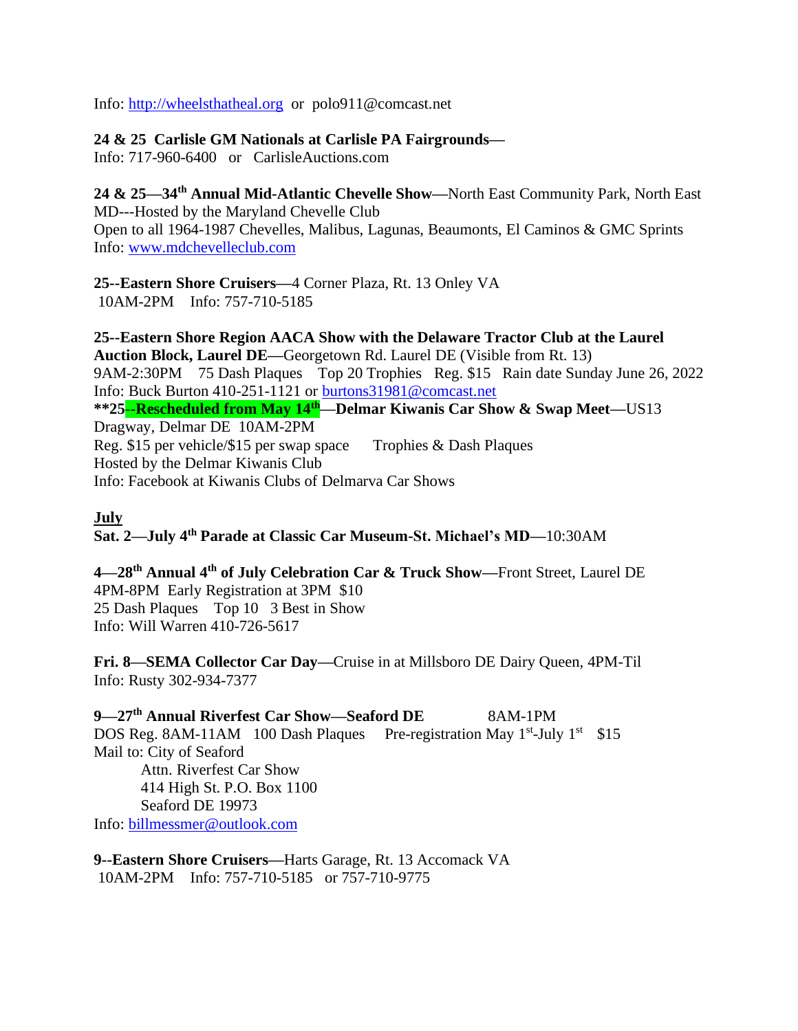Info: http://wheelsthatheal.org  or  polo911@comcast.net

**24 & 25  Carlisle GM Nationals at Carlisle PA Fairgrounds—**
Info: 717-960-6400   or   CarlisleAuctions.com

**24 & 25—34th Annual Mid-Atlantic Chevelle Show—**North East Community Park, North East MD---Hosted by the Maryland Chevelle Club
Open to all 1964-1987 Chevelles, Malibus, Lagunas, Beaumonts, El Caminos & GMC Sprints
Info: www.mdchevelleclub.com

**25--Eastern Shore Cruisers—**4 Corner Plaza, Rt. 13 Onley VA
10AM-2PM    Info: 757-710-5185

**25--Eastern Shore Region AACA Show with the Delaware Tractor Club at the Laurel Auction Block, Laurel DE—**Georgetown Rd. Laurel DE (Visible from Rt. 13)
9AM-2:30PM    75 Dash Plaques    Top 20 Trophies    Reg. $15   Rain date Sunday June 26, 2022
Info: Buck Burton 410-251-1121 or burtons31981@comcast.net
****25--Rescheduled from May 14th—Delmar Kiwanis Car Show & Swap Meet—**US13 Dragway, Delmar DE  10AM-2PM
Reg. $15 per vehicle/$15 per swap space      Trophies & Dash Plaques
Hosted by the Delmar Kiwanis Club
Info: Facebook at Kiwanis Clubs of Delmarva Car Shows

## July

**Sat. 2—July 4th Parade at Classic Car Museum-St. Michael's MD—**10:30AM

**4—28th Annual 4th of July Celebration Car & Truck Show—**Front Street, Laurel DE
4PM-8PM  Early Registration at 3PM  $10
25 Dash Plaques    Top 10    3 Best in Show
Info: Will Warren 410-726-5617

**Fri. 8—SEMA Collector Car Day—**Cruise in at Millsboro DE Dairy Queen, 4PM-Til
Info: Rusty 302-934-7377

**9—27th Annual Riverfest Car Show—Seaford DE**            8AM-1PM
DOS Reg. 8AM-11AM   100 Dash Plaques    Pre-registration May 1st-July 1st    $15
Mail to: City of Seaford
Attn. Riverfest Car Show
414 High St. P.O. Box 1100
Seaford DE 19973
Info: billmessmer@outlook.com

**9--Eastern Shore Cruisers—**Harts Garage, Rt. 13 Accomack VA
10AM-2PM    Info: 757-710-5185   or 757-710-9775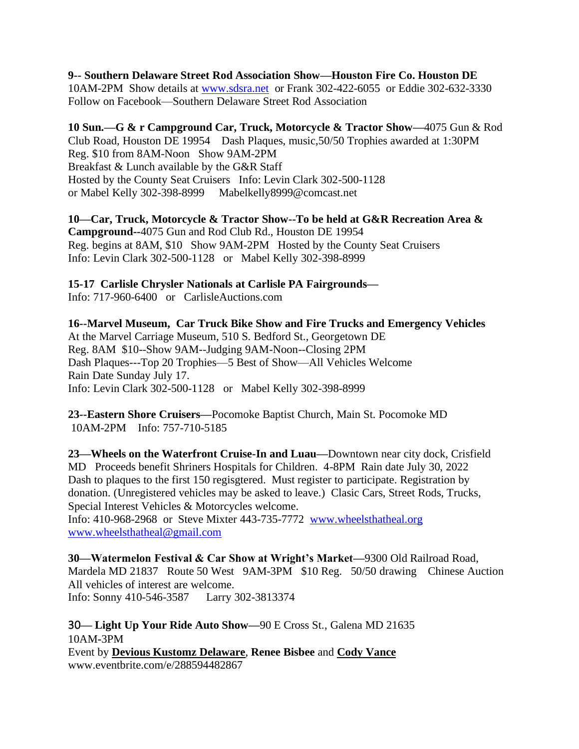**9-- Southern Delaware Street Rod Association Show—Houston Fire Co. Houston DE**
10AM-2PM Show details at [www.sdsra.net](http://www.sdsra.net) or Frank 302-422-6055 or Eddie 302-632-3330
Follow on Facebook—Southern Delaware Street Rod Association

**10 Sun.—G & r Campground Car, Truck, Motorcycle & Tractor Show—**4075 Gun & Rod Club Road, Houston DE 19954 Dash Plaques, music,50/50 Trophies awarded at 1:30PM
Reg. $10 from 8AM-Noon Show 9AM-2PM
Breakfast & Lunch available by the G&R Staff
Hosted by the County Seat Cruisers Info: Levin Clark 302-500-1128
or Mabel Kelly 302-398-8999 Mabelkelly8999@comcast.net

**10—Car, Truck, Motorcycle & Tractor Show--To be held at G&R Recreation Area & Campground--**4075 Gun and Rod Club Rd., Houston DE 19954
Reg. begins at 8AM, $10 Show 9AM-2PM Hosted by the County Seat Cruisers
Info: Levin Clark 302-500-1128 or Mabel Kelly 302-398-8999

**15-17 Carlisle Chrysler Nationals at Carlisle PA Fairgrounds—**
Info: 717-960-6400 or CarlisleAuctions.com

**16--Marvel Museum, Car Truck Bike Show and Fire Trucks and Emergency Vehicles**
At the Marvel Carriage Museum, 510 S. Bedford St., Georgetown DE
Reg. 8AM $10--Show 9AM--Judging 9AM-Noon--Closing 2PM
Dash Plaques---Top 20 Trophies—5 Best of Show—All Vehicles Welcome
Rain Date Sunday July 17.
Info: Levin Clark 302-500-1128 or Mabel Kelly 302-398-8999

**23--Eastern Shore Cruisers—**Pocomoke Baptist Church, Main St. Pocomoke MD
10AM-2PM Info: 757-710-5185

**23—Wheels on the Waterfront Cruise-In and Luau—**Downtown near city dock, Crisfield MD Proceeds benefit Shriners Hospitals for Children. 4-8PM Rain date July 30, 2022
Dash to plaques to the first 150 regisgtered. Must register to participate. Registration by donation. (Unregistered vehicles may be asked to leave.) Clasic Cars, Street Rods, Trucks, Special Interest Vehicles & Motorcycles welcome.
Info: 410-968-2968 or Steve Mixter 443-735-7772 [www.wheelsthatheal.org](http://www.wheelsthatheal.org)
[www.wheelsthatheal@gmail.com](www.wheelsthatheal@gmail.com)

**30—Watermelon Festival & Car Show at Wright's Market—**9300 Old Railroad Road, Mardela MD 21837 Route 50 West 9AM-3PM $10 Reg. 50/50 drawing Chinese Auction
All vehicles of interest are welcome.
Info: Sonny 410-546-3587 Larry 302-3813374

**30— Light Up Your Ride Auto Show—**90 E Cross St., Galena MD 21635
10AM-3PM
Event by **Devious Kustomz Delaware**, **Renee Bisbee** and **Cody Vance**
www.eventbrite.com/e/288594482867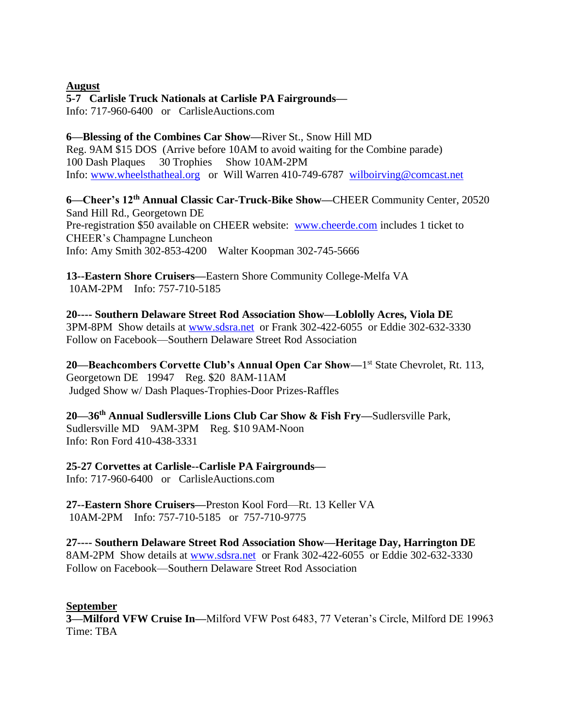**August**

**5-7 Carlisle Truck Nationals at Carlisle PA Fairgrounds—**
Info: 717-960-6400 or CarlisleAuctions.com

**6—Blessing of the Combines Car Show—**River St., Snow Hill MD
Reg. 9AM $15 DOS (Arrive before 10AM to avoid waiting for the Combine parade)
100 Dash Plaques 30 Trophies Show 10AM-2PM
Info: www.wheelsthatheal.org or Will Warren 410-749-6787 wilboirving@comcast.net

**6—Cheer's 12th Annual Classic Car-Truck-Bike Show—**CHEER Community Center, 20520 Sand Hill Rd., Georgetown DE
Pre-registration $50 available on CHEER website: www.cheerde.com includes 1 ticket to CHEER's Champagne Luncheon
Info: Amy Smith 302-853-4200 Walter Koopman 302-745-5666

**13--Eastern Shore Cruisers—**Eastern Shore Community College-Melfa VA
10AM-2PM Info: 757-710-5185

**20---- Southern Delaware Street Rod Association Show—Loblolly Acres, Viola DE**
3PM-8PM Show details at www.sdsra.net or Frank 302-422-6055 or Eddie 302-632-3330
Follow on Facebook—Southern Delaware Street Rod Association

**20—Beachcombers Corvette Club's Annual Open Car Show—**1st State Chevrolet, Rt. 113, Georgetown DE 19947 Reg. $20 8AM-11AM
Judged Show w/ Dash Plaques-Trophies-Door Prizes-Raffles

**20—36th Annual Sudlersville Lions Club Car Show & Fish Fry—**Sudlersville Park, Sudlersville MD 9AM-3PM Reg. $10 9AM-Noon
Info: Ron Ford 410-438-3331

**25-27 Corvettes at Carlisle--Carlisle PA Fairgrounds—**
Info: 717-960-6400 or CarlisleAuctions.com

**27--Eastern Shore Cruisers—**Preston Kool Ford—Rt. 13 Keller VA
10AM-2PM Info: 757-710-5185 or 757-710-9775

**27---- Southern Delaware Street Rod Association Show—Heritage Day, Harrington DE**
8AM-2PM Show details at www.sdsra.net or Frank 302-422-6055 or Eddie 302-632-3330
Follow on Facebook—Southern Delaware Street Rod Association

**September**

**3—Milford VFW Cruise In—**Milford VFW Post 6483, 77 Veteran's Circle, Milford DE 19963
Time: TBA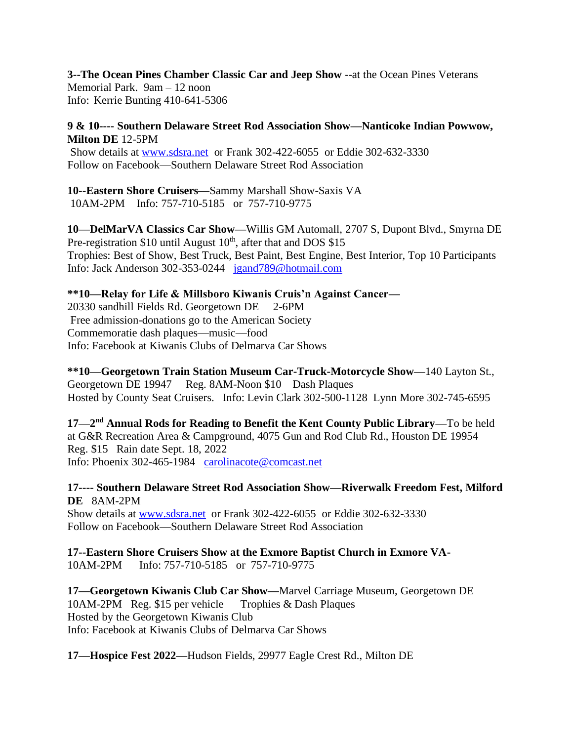**3--The Ocean Pines Chamber Classic Car and Jeep Show** --at the Ocean Pines Veterans Memorial Park. 9am – 12 noon
Info: Kerrie Bunting 410-641-5306

**9 & 10---- Southern Delaware Street Rod Association Show—Nanticoke Indian Powwow, Milton DE** 12-5PM
Show details at www.sdsra.net or Frank 302-422-6055 or Eddie 302-632-3330
Follow on Facebook—Southern Delaware Street Rod Association

**10--Eastern Shore Cruisers—**Sammy Marshall Show-Saxis VA
10AM-2PM Info: 757-710-5185 or 757-710-9775

**10—DelMarVA Classics Car Show—**Willis GM Automall, 2707 S, Dupont Blvd., Smyrna DE
Pre-registration $10 until August 10th, after that and DOS $15
Trophies: Best of Show, Best Truck, Best Paint, Best Engine, Best Interior, Top 10 Participants
Info: Jack Anderson 302-353-0244 jgand789@hotmail.com

**\*\*10—Relay for Life & Millsboro Kiwanis Cruis'n Against Cancer—**
20330 sandhill Fields Rd. Georgetown DE 2-6PM
Free admission-donations go to the American Society
Commemoratie dash plaques—music—food
Info: Facebook at Kiwanis Clubs of Delmarva Car Shows

**\*\*10—Georgetown Train Station Museum Car-Truck-Motorcycle Show—**140 Layton St., Georgetown DE 19947 Reg. 8AM-Noon $10 Dash Plaques
Hosted by County Seat Cruisers. Info: Levin Clark 302-500-1128 Lynn More 302-745-6595

**17—2nd Annual Rods for Reading to Benefit the Kent County Public Library—**To be held at G&R Recreation Area & Campground, 4075 Gun and Rod Club Rd., Houston DE 19954
Reg. $15 Rain date Sept. 18, 2022
Info: Phoenix 302-465-1984 carolinacote@comcast.net

**17---- Southern Delaware Street Rod Association Show—Riverwalk Freedom Fest, Milford DE** 8AM-2PM
Show details at www.sdsra.net or Frank 302-422-6055 or Eddie 302-632-3330
Follow on Facebook—Southern Delaware Street Rod Association

**17--Eastern Shore Cruisers Show at the Exmore Baptist Church in Exmore VA-**
10AM-2PM Info: 757-710-5185 or 757-710-9775

**17—Georgetown Kiwanis Club Car Show—**Marvel Carriage Museum, Georgetown DE
10AM-2PM Reg. $15 per vehicle Trophies & Dash Plaques
Hosted by the Georgetown Kiwanis Club
Info: Facebook at Kiwanis Clubs of Delmarva Car Shows

**17—Hospice Fest 2022—**Hudson Fields, 29977 Eagle Crest Rd., Milton DE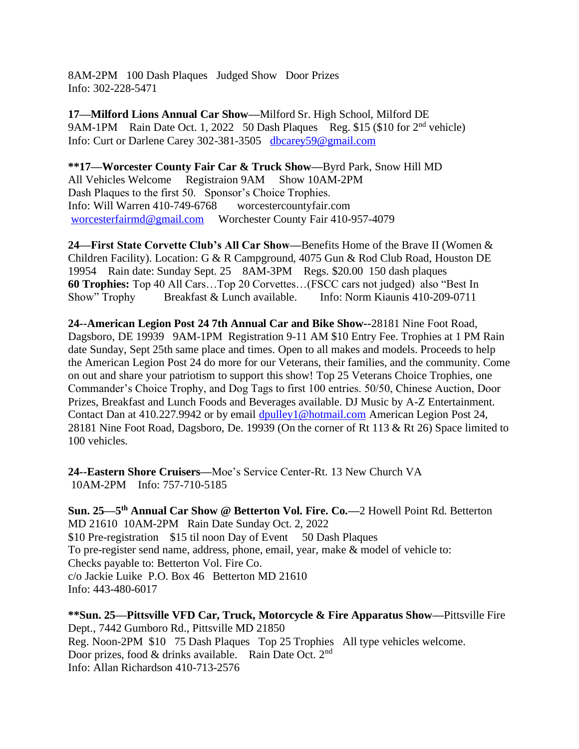8AM-2PM   100 Dash Plaques   Judged Show   Door Prizes
Info: 302-228-5471

**17—Milford Lions Annual Car Show**—Milford Sr. High School, Milford DE
9AM-1PM   Rain Date Oct. 1, 2022   50 Dash Plaques   Reg. $15 ($10 for 2nd vehicle)
Info: Curt or Darlene Carey 302-381-3505   dbcarey59@gmail.com

**\*\*17—Worcester County Fair Car & Truck Show**—Byrd Park, Snow Hill MD
All Vehicles Welcome   Registraion 9AM   Show 10AM-2PM
Dash Plaques to the first 50.   Sponsor's Choice Trophies.
Info: Will Warren 410-749-6768   worcestercountyfair.com
worcesterfairmd@gmail.com   Worchester County Fair 410-957-4079

**24—First State Corvette Club's All Car Show**—Benefits Home of the Brave II (Women & Children Facility). Location: G & R Campground, 4075 Gun & Rod Club Road, Houston DE 19954   Rain date: Sunday Sept. 25   8AM-3PM   Regs. $20.00  150 dash plaques
**60 Trophies:** Top 40 All Cars…Top 20 Corvettes…(FSCC cars not judged)  also "Best In Show" Trophy   Breakfast & Lunch available.   Info: Norm Kiaunis 410-209-0711

**24--American Legion Post 24 7th Annual Car and Bike Show**--28181 Nine Foot Road, Dagsboro, DE 19939   9AM-1PM  Registration 9-11 AM $10 Entry Fee. Trophies at 1 PM Rain date Sunday, Sept 25th same place and times. Open to all makes and models. Proceeds to help the American Legion Post 24 do more for our Veterans, their families, and the community. Come on out and share your patriotism to support this show! Top 25 Veterans Choice Trophies, one Commander's Choice Trophy, and Dog Tags to first 100 entries. 50/50, Chinese Auction, Door Prizes, Breakfast and Lunch Foods and Beverages available. DJ Music by A-Z Entertainment. Contact Dan at 410.227.9942 or by email dpulley1@hotmail.com American Legion Post 24, 28181 Nine Foot Road, Dagsboro, De. 19939 (On the corner of Rt 113 & Rt 26) Space limited to 100 vehicles.

**24--Eastern Shore Cruisers**—Moe's Service Center-Rt. 13 New Church VA
10AM-2PM   Info: 757-710-5185

**Sun. 25—5th Annual Car Show @ Betterton Vol. Fire. Co.**—2 Howell Point Rd. Betterton MD 21610  10AM-2PM   Rain Date Sunday Oct. 2, 2022
$10 Pre-registration   $15 til noon Day of Event   50 Dash Plaques
To pre-register send name, address, phone, email, year, make & model of vehicle to:
Checks payable to: Betterton Vol. Fire Co.
c/o Jackie Luike  P.O. Box 46   Betterton MD 21610
Info: 443-480-6017

**\*\*Sun. 25—Pittsville VFD Car, Truck, Motorcycle & Fire Apparatus Show**—Pittsville Fire Dept., 7442 Gumboro Rd., Pittsville MD 21850
Reg. Noon-2PM  $10   75 Dash Plaques   Top 25 Trophies   All type vehicles welcome.
Door prizes, food & drinks available.   Rain Date Oct. 2nd
Info: Allan Richardson 410-713-2576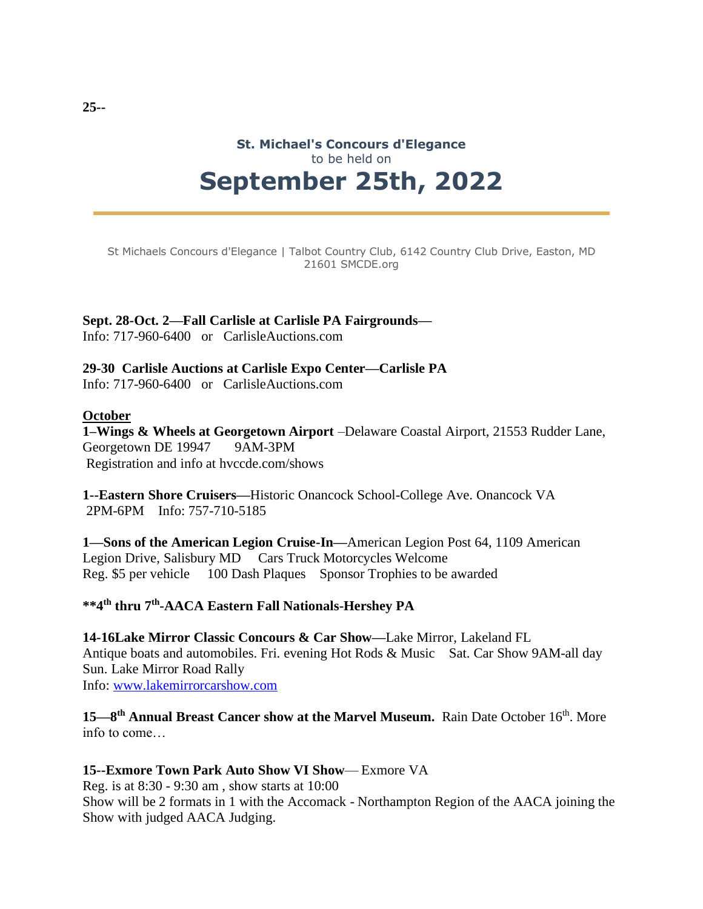**25--**

**St. Michael's Concours d'Elegance**
to be held on

# September 25th, 2022

St Michaels Concours d'Elegance | Talbot Country Club, 6142 Country Club Drive, Easton, MD 21601 SMCDE.org

**Sept. 28-Oct. 2—Fall Carlisle at Carlisle PA Fairgrounds—**
Info: 717-960-6400 or CarlisleAuctions.com

**29-30 Carlisle Auctions at Carlisle Expo Center—Carlisle PA**
Info: 717-960-6400 or CarlisleAuctions.com

**October**

**1–Wings & Wheels at Georgetown Airport** –Delaware Coastal Airport, 21553 Rudder Lane, Georgetown DE 19947 9AM-3PM
Registration and info at hvccde.com/shows

**1--Eastern Shore Cruisers—**Historic Onancock School-College Ave. Onancock VA
2PM-6PM Info: 757-710-5185

**1—Sons of the American Legion Cruise-In—**American Legion Post 64, 1109 American Legion Drive, Salisbury MD Cars Truck Motorcycles Welcome
Reg. $5 per vehicle 100 Dash Plaques Sponsor Trophies to be awarded

**\*\*4th thru 7th-AACA Eastern Fall Nationals-Hershey PA**

**14-16Lake Mirror Classic Concours & Car Show—**Lake Mirror, Lakeland FL
Antique boats and automobiles. Fri. evening Hot Rods & Music Sat. Car Show 9AM-all day
Sun. Lake Mirror Road Rally
Info: [www.lakemirrorcarshow.com](http://www.lakemirrorcarshow.com)

**15—8th Annual Breast Cancer show at the Marvel Museum.** Rain Date October 16th. More info to come…

**15--Exmore Town Park Auto Show VI Show**— Exmore VA
Reg. is at 8:30 - 9:30 am , show starts at 10:00
Show will be 2 formats in 1 with the Accomack - Northampton Region of the AACA joining the Show with judged AACA Judging.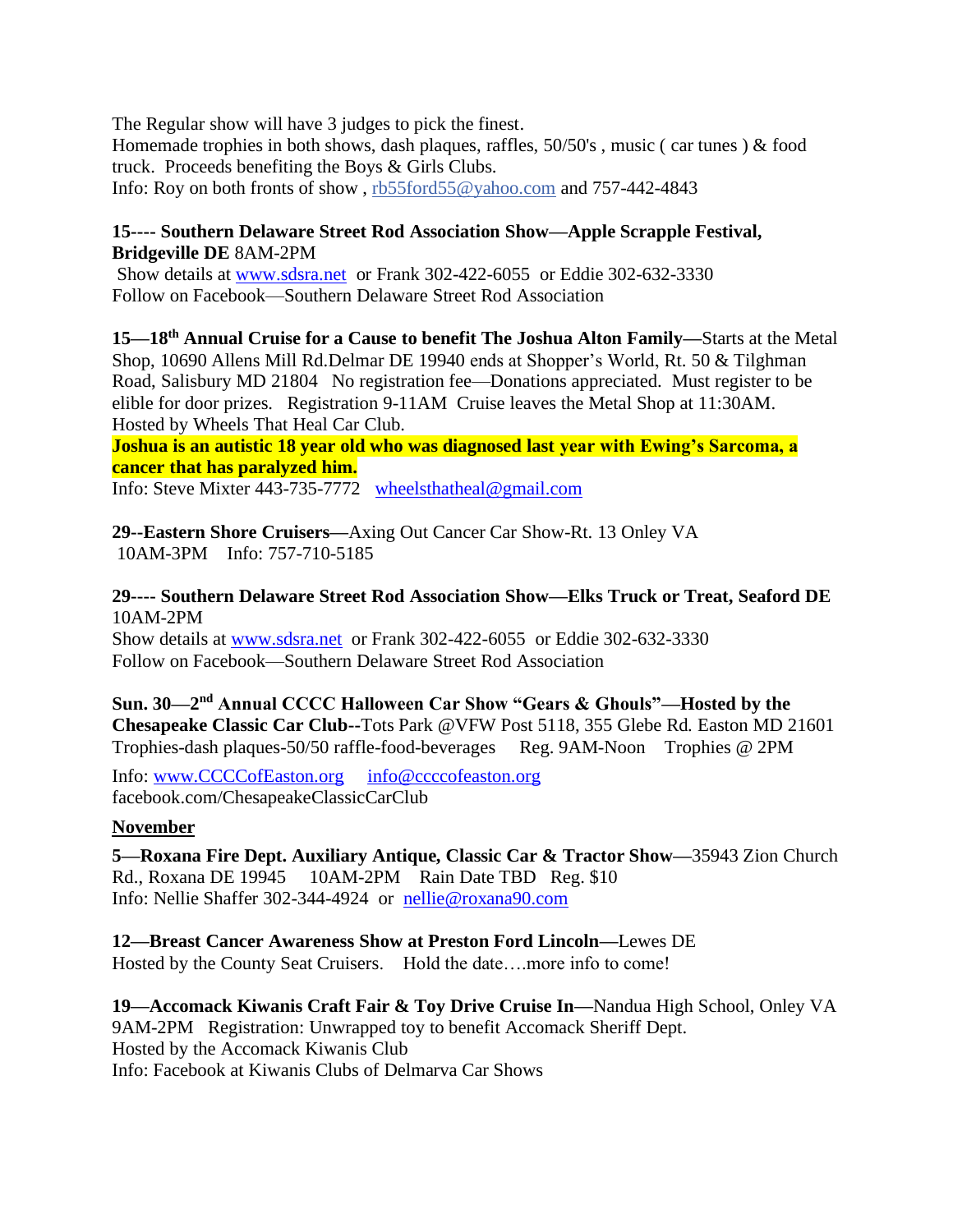The Regular show will have 3 judges to pick the finest.
Homemade trophies in both shows, dash plaques, raffles, 50/50's , music ( car tunes ) & food truck. Proceeds benefiting the Boys & Girls Clubs.
Info: Roy on both fronts of show , rb55ford55@yahoo.com and 757-442-4843

**15---- Southern Delaware Street Rod Association Show—Apple Scrapple Festival, Bridgeville DE** 8AM-2PM
Show details at www.sdsra.net or Frank 302-422-6055 or Eddie 302-632-3330
Follow on Facebook—Southern Delaware Street Rod Association

**15—18th Annual Cruise for a Cause to benefit The Joshua Alton Family—**Starts at the Metal Shop, 10690 Allens Mill Rd.Delmar DE 19940 ends at Shopper's World, Rt. 50 & Tilghman Road, Salisbury MD 21804 No registration fee—Donations appreciated. Must register to be elible for door prizes. Registration 9-11AM Cruise leaves the Metal Shop at 11:30AM. Hosted by Wheels That Heal Car Club.
**Joshua is an autistic 18 year old who was diagnosed last year with Ewing's Sarcoma, a cancer that has paralyzed him.**
Info: Steve Mixter 443-735-7772 wheelsthatheal@gmail.com

**29--Eastern Shore Cruisers—**Axing Out Cancer Car Show-Rt. 13 Onley VA
10AM-3PM Info: 757-710-5185

**29---- Southern Delaware Street Rod Association Show—Elks Truck or Treat, Seaford DE**
10AM-2PM
Show details at www.sdsra.net or Frank 302-422-6055 or Eddie 302-632-3330
Follow on Facebook—Southern Delaware Street Rod Association

**Sun. 30—2nd Annual CCCC Halloween Car Show "Gears & Ghouls"—Hosted by the Chesapeake Classic Car Club--**Tots Park @VFW Post 5118, 355 Glebe Rd. Easton MD 21601
Trophies-dash plaques-50/50 raffle-food-beverages Reg. 9AM-Noon Trophies @ 2PM

Info: www.CCCCofEaston.org info@ccccofeaston.org
facebook.com/ChesapeakeClassicCarClub

**November**

**5—Roxana Fire Dept. Auxiliary Antique, Classic Car & Tractor Show—**35943 Zion Church Rd., Roxana DE 19945 10AM-2PM Rain Date TBD Reg. $10
Info: Nellie Shaffer 302-344-4924 or nellie@roxana90.com

**12—Breast Cancer Awareness Show at Preston Ford Lincoln—**Lewes DE
Hosted by the County Seat Cruisers. Hold the date….more info to come!

**19—Accomack Kiwanis Craft Fair & Toy Drive Cruise In—**Nandua High School, Onley VA
9AM-2PM Registration: Unwrapped toy to benefit Accomack Sheriff Dept.
Hosted by the Accomack Kiwanis Club
Info: Facebook at Kiwanis Clubs of Delmarva Car Shows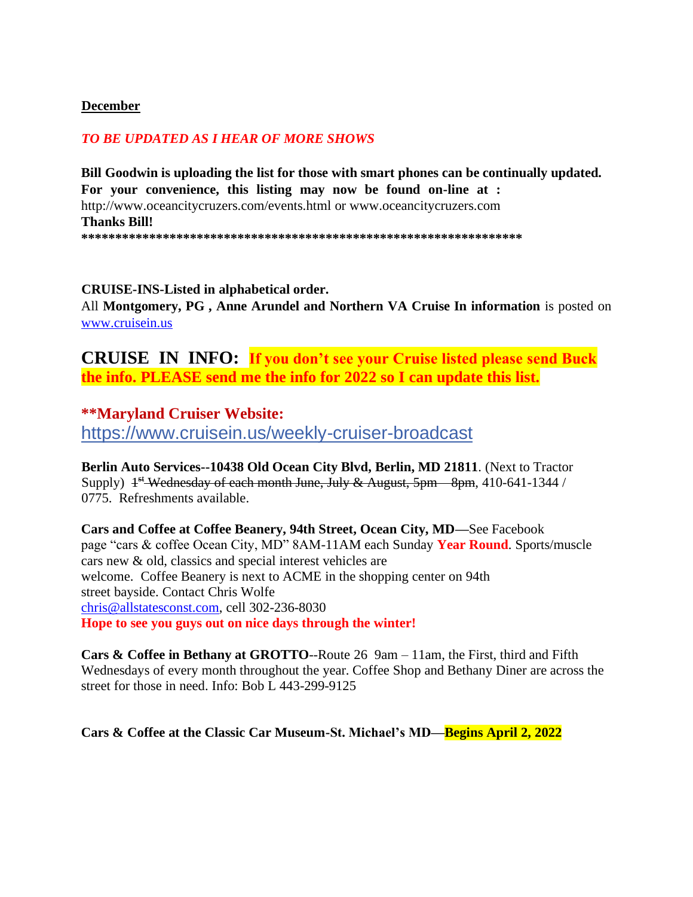**December**

*TO BE UPDATED AS I HEAR OF MORE SHOWS*

**Bill Goodwin is uploading the list for those with smart phones can be continually updated. For your convenience, this listing may now be found on-line at :** http://www.oceancitycruzers.com/events.html or www.oceancitycruzers.com
**Thanks Bill!**
**\*\*\*\*\*\*\*\*\*\*\*\*\*\*\*\*\*\*\*\*\*\*\*\*\*\*\*\*\*\*\*\*\*\*\*\*\*\*\*\*\*\*\*\*\*\*\*\*\*\*\*\*\*\*\*\*\*\*\*\*\*\*\*\*\*\***

**CRUISE-INS-Listed in alphabetical order.**
All **Montgomery, PG , Anne Arundel and Northern VA Cruise In information** is posted on www.cruisein.us

## CRUISE IN INFO: **If you don't see your Cruise listed please send Buck the info. PLEASE send me the info for 2022 so I can update this list.**

**\*\*Maryland Cruiser Website:**
https://www.cruisein.us/weekly-cruiser-broadcast

**Berlin Auto Services--10438 Old Ocean City Blvd, Berlin, MD 21811**. (Next to Tractor Supply) ~~1st Wednesday of each month June, July & August, 5pm – 8pm~~, 410-641-1344 / 0775. Refreshments available.

**Cars and Coffee at Coffee Beanery, 94th Street, Ocean City, MD—**See Facebook page "cars & coffee Ocean City, MD" 8AM-11AM each Sunday **Year Round**. Sports/muscle cars new & old, classics and special interest vehicles are welcome. Coffee Beanery is next to ACME in the shopping center on 94th street bayside. Contact Chris Wolfe chris@allstatesconst.com, cell 302-236-8030
**Hope to see you guys out on nice days through the winter!**

**Cars & Coffee in Bethany at GROTTO**--Route 26 9am – 11am, the First, third and Fifth Wednesdays of every month throughout the year. Coffee Shop and Bethany Diner are across the street for those in need. Info: Bob L 443-299-9125

**Cars & Coffee at the Classic Car Museum-St. Michael's MD—Begins April 2, 2022**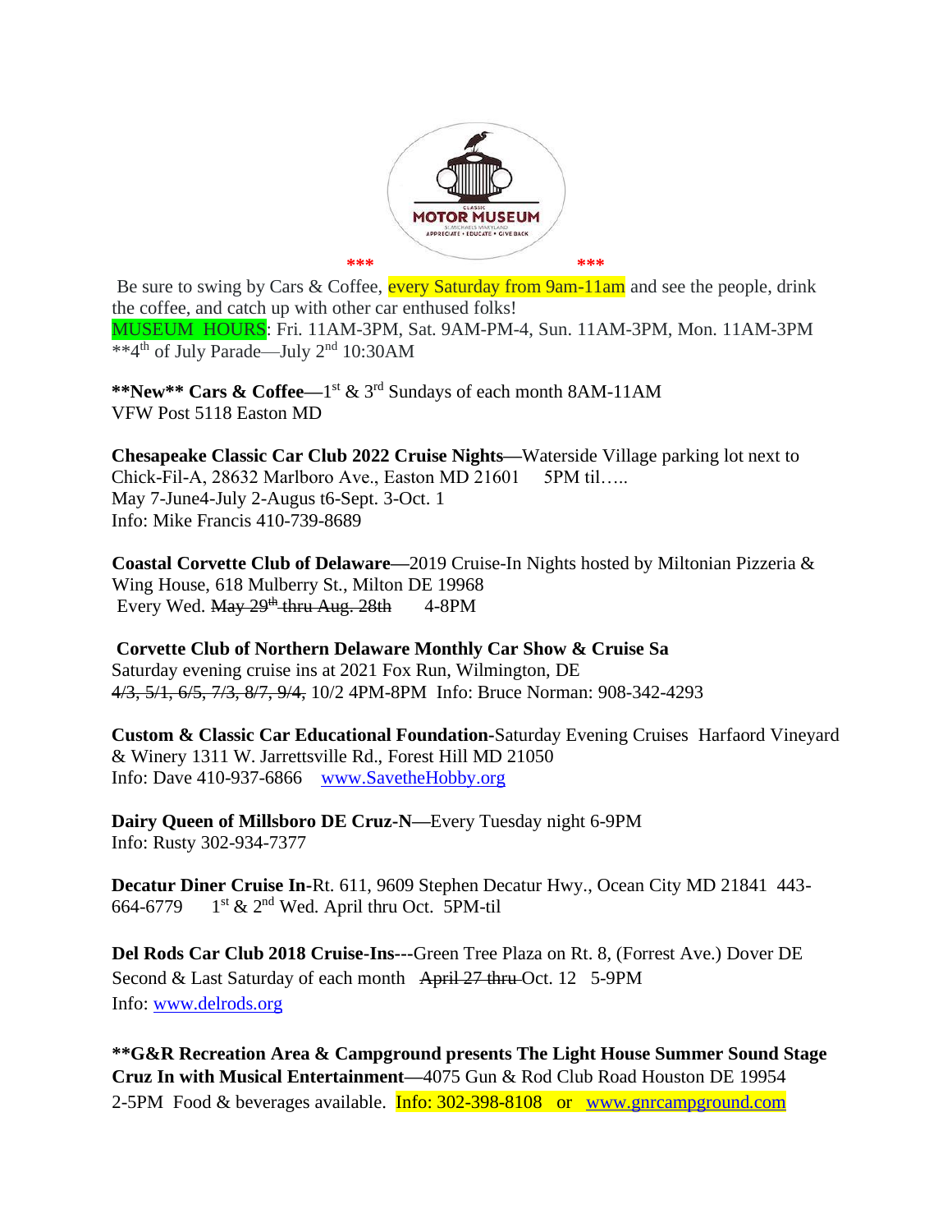*** ***

Be sure to swing by Cars & Coffee, every Saturday from 9am-11am and see the people, drink the coffee, and catch up with other car enthused folks!

MUSEUM HOURS: Fri. 11AM-3PM, Sat. 9AM-PM-4, Sun. 11AM-3PM, Mon. 11AM-3PM

**4th of July Parade—July 2nd 10:30AM

**\*\*New\*\* Cars & Coffee—**1st & 3rd Sundays of each month 8AM-11AM
VFW Post 5118 Easton MD

**Chesapeake Classic Car Club 2022 Cruise Nights—**Waterside Village parking lot next to Chick-Fil-A, 28632 Marlboro Ave., Easton MD 21601 5PM til…..
May 7-June4-July 2-Augus t6-Sept. 3-Oct. 1
Info: Mike Francis 410-739-8689

**Coastal Corvette Club of Delaware—**2019 Cruise-In Nights hosted by Miltonian Pizzeria & Wing House, 618 Mulberry St., Milton DE 19968
Every Wed. ~~May 29th thru Aug. 28th~~ 4-8PM

**Corvette Club of Northern Delaware Monthly Car Show & Cruise Sa**
Saturday evening cruise ins at 2021 Fox Run, Wilmington, DE
~~4/3, 5/1, 6/5, 7/3, 8/7, 9/4,~~ 10/2 4PM-8PM Info: Bruce Norman: 908-342-4293

**Custom & Classic Car Educational Foundation-**Saturday Evening Cruises Harfaord Vineyard & Winery 1311 W. Jarrettsville Rd., Forest Hill MD 21050
Info: Dave 410-937-6866 www.SavetheHobby.org

**Dairy Queen of Millsboro DE Cruz-N—**Every Tuesday night 6-9PM
Info: Rusty 302-934-7377

**Decatur Diner Cruise In-**Rt. 611, 9609 Stephen Decatur Hwy., Ocean City MD 21841 443-664-6779 1st & 2nd Wed. April thru Oct. 5PM-til

**Del Rods Car Club 2018 Cruise-Ins---**Green Tree Plaza on Rt. 8, (Forrest Ave.) Dover DE
Second & Last Saturday of each month ~~April 27 thru~~ Oct. 12 5-9PM
Info: www.delrods.org

**\*\*G&R Recreation Area & Campground presents The Light House Summer Sound Stage Cruz In with Musical Entertainment—**4075 Gun & Rod Club Road Houston DE 19954
2-5PM Food & beverages available. Info: 302-398-8108 or www.gnrcampground.com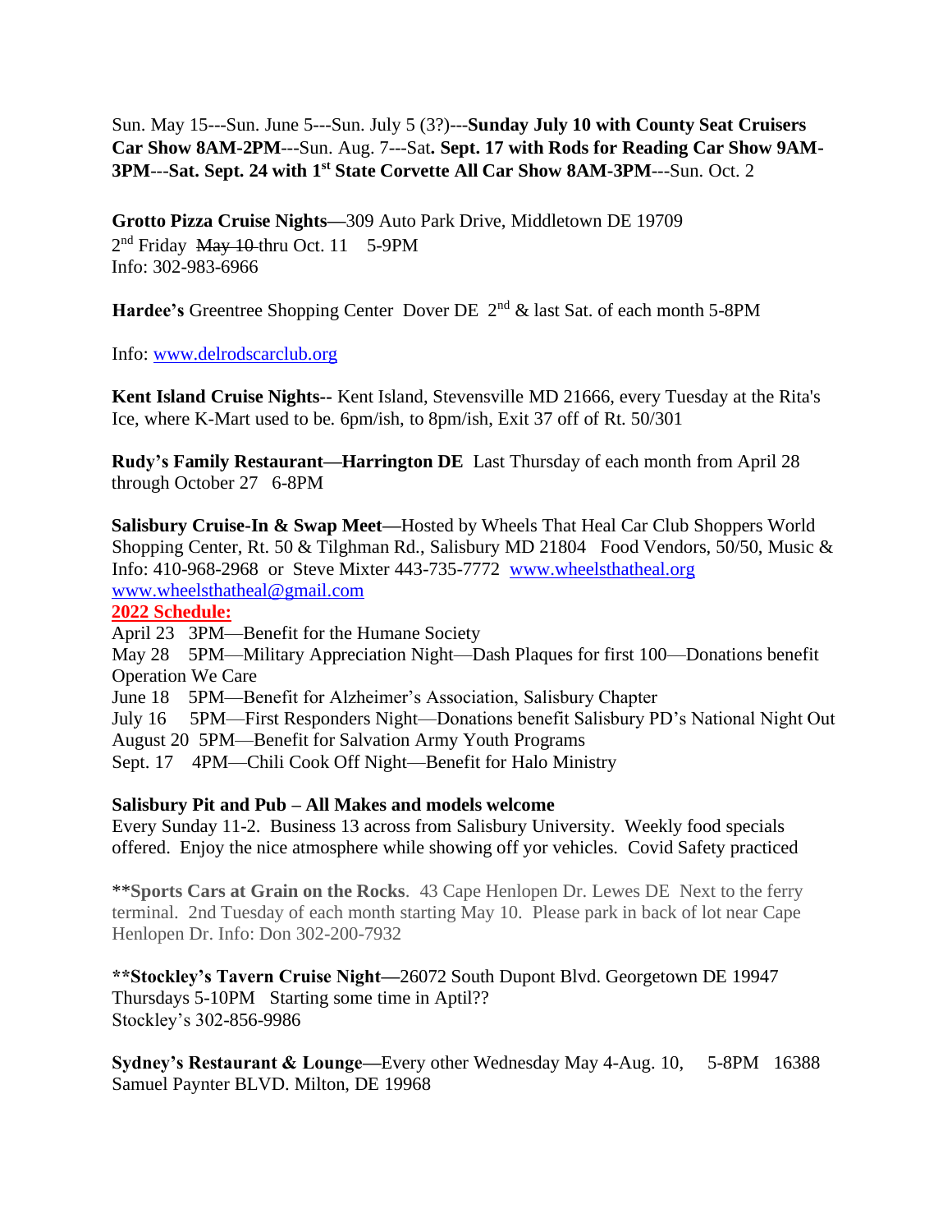Sun. May 15---Sun. June 5---Sun. July 5 (3?)---**Sunday July 10 with County Seat Cruisers Car Show 8AM-2PM**---Sun. Aug. 7---Sat**. Sept. 17 with Rods for Reading Car Show 9AM-3PM**---**Sat. Sept. 24 with 1st State Corvette All Car Show 8AM-3PM**---Sun. Oct. 2

**Grotto Pizza Cruise Nights—**309 Auto Park Drive, Middletown DE 19709
2nd Friday ~~May 10~~ thru Oct. 11 5-9PM
Info: 302-983-6966

**Hardee's** Greentree Shopping Center Dover DE 2nd & last Sat. of each month 5-8PM

Info: www.delrodscarclub.org

**Kent Island Cruise Nights--** Kent Island, Stevensville MD 21666, every Tuesday at the Rita's Ice, where K-Mart used to be. 6pm/ish, to 8pm/ish, Exit 37 off of Rt. 50/301

**Rudy's Family Restaurant—Harrington DE** Last Thursday of each month from April 28 through October 27 6-8PM

**Salisbury Cruise-In & Swap Meet—**Hosted by Wheels That Heal Car Club Shoppers World Shopping Center, Rt. 50 & Tilghman Rd., Salisbury MD 21804 Food Vendors, 50/50, Music & Info: 410-968-2968 or Steve Mixter 443-735-7772 www.wheelsthatheal.org www.wheelsthatheal@gmail.com

**2022 Schedule:**

April 23 3PM—Benefit for the Humane Society
May 28 5PM—Military Appreciation Night—Dash Plaques for first 100—Donations benefit Operation We Care
June 18 5PM—Benefit for Alzheimer's Association, Salisbury Chapter
July 16 5PM—First Responders Night—Donations benefit Salisbury PD's National Night Out
August 20 5PM—Benefit for Salvation Army Youth Programs
Sept. 17 4PM—Chili Cook Off Night—Benefit for Halo Ministry

**Salisbury Pit and Pub – All Makes and models welcome**
Every Sunday 11-2. Business 13 across from Salisbury University. Weekly food specials offered. Enjoy the nice atmosphere while showing off yor vehicles. Covid Safety practiced

**Sports Cars at Grain on the Rocks**. 43 Cape Henlopen Dr. Lewes DE Next to the ferry terminal. 2nd Tuesday of each month starting May 10. Please park in back of lot near Cape Henlopen Dr. Info: Don 302-200-7932

**Stockley's Tavern Cruise Night—**26072 South Dupont Blvd. Georgetown DE 19947
Thursdays 5-10PM Starting some time in Aptil??
Stockley's 302-856-9986

**Sydney's Restaurant & Lounge—**Every other Wednesday May 4-Aug. 10, 5-8PM 16388 Samuel Paynter BLVD. Milton, DE 19968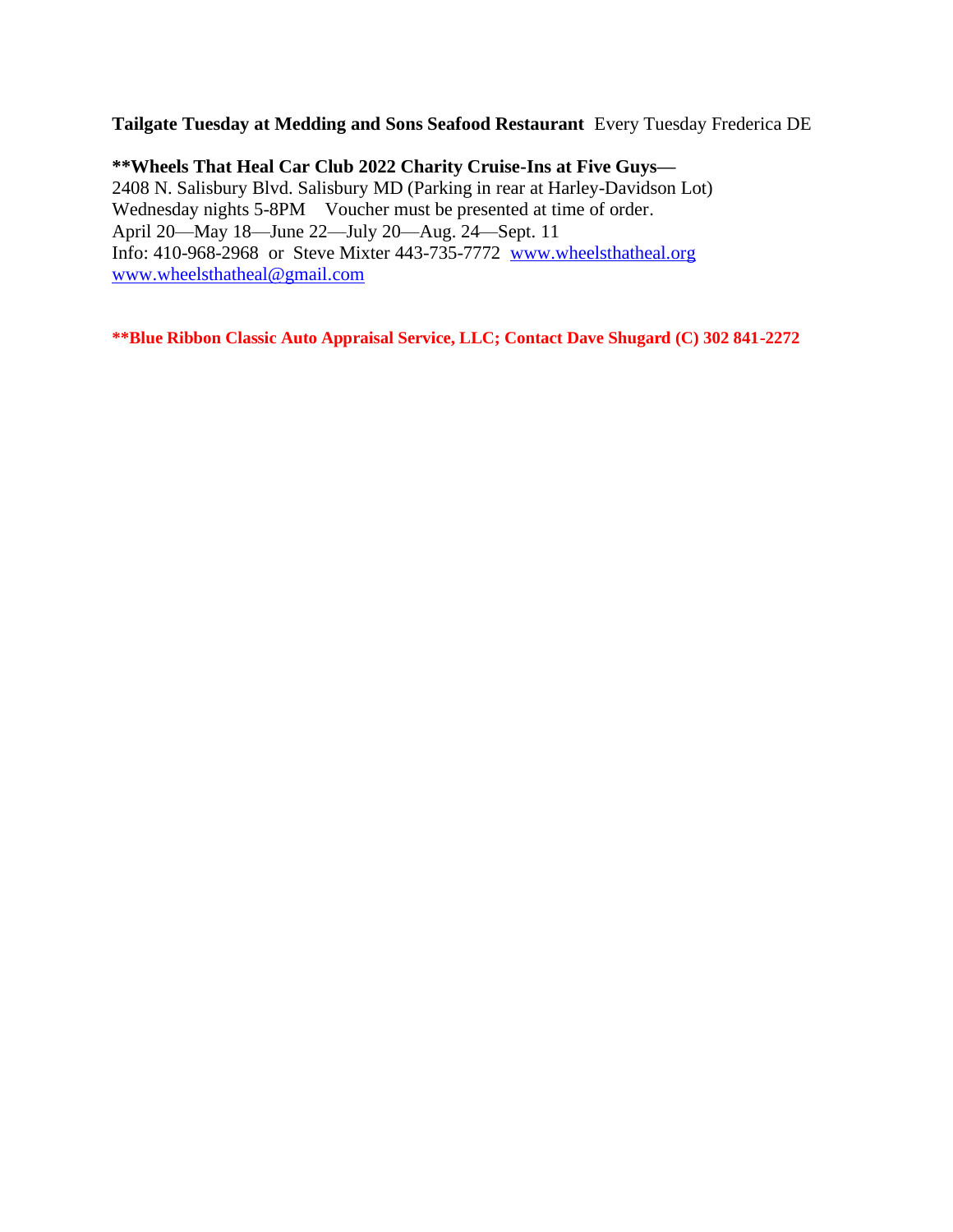**Tailgate Tuesday at Medding and Sons Seafood Restaurant** Every Tuesday Frederica DE

**\*\*Wheels That Heal Car Club 2022 Charity Cruise-Ins at Five Guys—**
2408 N. Salisbury Blvd. Salisbury MD (Parking in rear at Harley-Davidson Lot)
Wednesday nights 5-8PM Voucher must be presented at time of order.
April 20—May 18—June 22—July 20—Aug. 24—Sept. 11
Info: 410-968-2968 or Steve Mixter 443-735-7772 www.wheelsthatheal.org
www.wheelsthatheal@gmail.com

**\*\*Blue Ribbon Classic Auto Appraisal Service, LLC; Contact Dave Shugard (C) 302 841-2272**